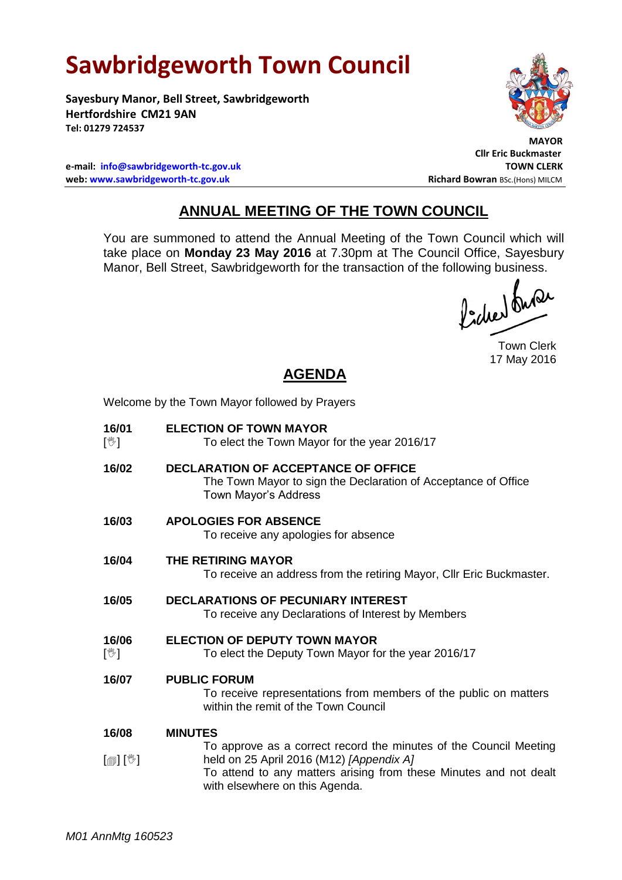# Sawbridgeworth Town Council

**Sayesbury Manor, Bell Street, Sawbridgeworth**
**Hertfordshire CM21 9AN**
**Tel: 01279 724537**

**MAYOR**
**Cllr Eric Buckmaster**

**e-mail: info@sawbridgeworth-tc.gov.uk**
**web: www.sawbridgeworth-tc.gov.uk**

**TOWN CLERK**
**Richard Bowran** BSc.(Hons) MILCM

## ANNUAL MEETING OF THE TOWN COUNCIL

You are summoned to attend the Annual Meeting of the Town Council which will take place on **Monday 23 May 2016** at 7.30pm at The Council Office, Sayesbury Manor, Bell Street, Sawbridgeworth for the transaction of the following business.

Town Clerk
17 May 2016

## AGENDA

Welcome by the Town Mayor followed by Prayers

**16/01** [✋] **ELECTION OF TOWN MAYOR**
To elect the Town Mayor for the year 2016/17

**16/02** **DECLARATION OF ACCEPTANCE OF OFFICE**
The Town Mayor to sign the Declaration of Acceptance of Office
Town Mayor's Address

**16/03** **APOLOGIES FOR ABSENCE**
To receive any apologies for absence

**16/04** **THE RETIRING MAYOR**
To receive an address from the retiring Mayor, Cllr Eric Buckmaster.

**16/05** **DECLARATIONS OF PECUNIARY INTEREST**
To receive any Declarations of Interest by Members

**16/06** [✋] **ELECTION OF DEPUTY TOWN MAYOR**
To elect the Deputy Town Mayor for the year 2016/17

**16/07** **PUBLIC FORUM**
To receive representations from members of the public on matters within the remit of the Town Council

**16/08** [📄] [✋] **MINUTES**
To approve as a correct record the minutes of the Council Meeting held on 25 April 2016 (M12) *[Appendix A]*
To attend to any matters arising from these Minutes and not dealt with elsewhere on this Agenda.

*M01 AnnMtg 160523*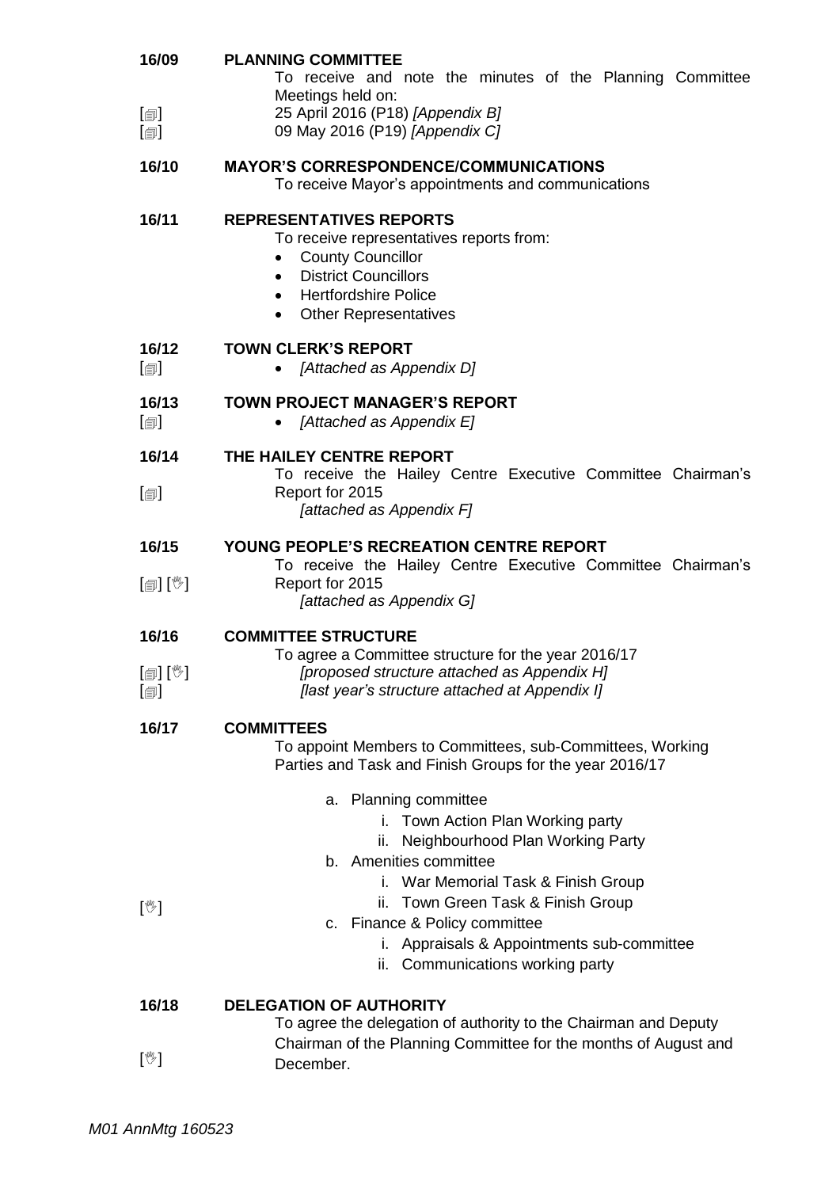**16/09 PLANNING COMMITTEE**

To receive and note the minutes of the Planning Committee Meetings held on:

[🗐] 25 April 2016 (P18) *[Appendix B]*

[🗐] 09 May 2016 (P19) *[Appendix C]*

**16/10 MAYOR'S CORRESPONDENCE/COMMUNICATIONS**

To receive Mayor's appointments and communications

**16/11 REPRESENTATIVES REPORTS**

To receive representatives reports from:

- County Councillor
- District Councillors
- Hertfordshire Police
- Other Representatives

**16/12 TOWN CLERK'S REPORT**

[🗐]
- *[Attached as Appendix D]*

**16/13 TOWN PROJECT MANAGER'S REPORT**

[🗐]
- *[Attached as Appendix E]*

**16/14 THE HAILEY CENTRE REPORT**

[🗐] To receive the Hailey Centre Executive Committee Chairman's Report for 2015

*[attached as Appendix F]*

**16/15 YOUNG PEOPLE'S RECREATION CENTRE REPORT**

[🗐] [✋] To receive the Hailey Centre Executive Committee Chairman's Report for 2015

*[attached as Appendix G]*

**16/16 COMMITTEE STRUCTURE**

To agree a Committee structure for the year 2016/17

[🗐] [✋] *[proposed structure attached as Appendix H]*

[🗐] *[last year's structure attached at Appendix I]*

**16/17 COMMITTEES**

To appoint Members to Committees, sub-Committees, Working Parties and Task and Finish Groups for the year 2016/17

[✋]

a. Planning committee
   i. Town Action Plan Working party
   ii. Neighbourhood Plan Working Party
b. Amenities committee
   i. War Memorial Task & Finish Group
   ii. Town Green Task & Finish Group
c. Finance & Policy committee
   i. Appraisals & Appointments sub-committee
   ii. Communications working party

**16/18 DELEGATION OF AUTHORITY**

[✋] To agree the delegation of authority to the Chairman and Deputy Chairman of the Planning Committee for the months of August and December.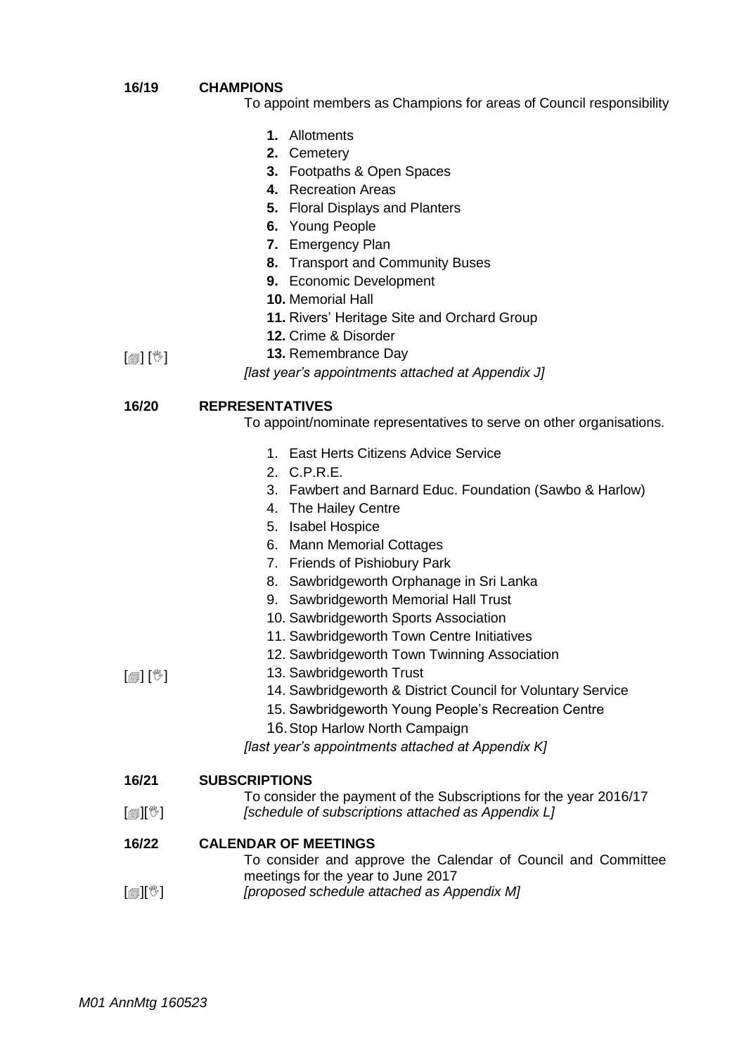**16/19 CHAMPIONS**

To appoint members as Champions for areas of Council responsibility

1. Allotments
2. Cemetery
3. Footpaths & Open Spaces
4. Recreation Areas
5. Floral Displays and Planters
6. Young People
7. Emergency Plan
8. Transport and Community Buses
9. Economic Development
10. Memorial Hall
11. Rivers' Heritage Site and Orchard Group
12. Crime & Disorder
13. Remembrance Day

[🗐] [👋]

*[last year's appointments attached at Appendix J]*

**16/20 REPRESENTATIVES**

To appoint/nominate representatives to serve on other organisations.

1. East Herts Citizens Advice Service
2. C.P.R.E.
3. Fawbert and Barnard Educ. Foundation (Sawbo & Harlow)
4. The Hailey Centre
5. Isabel Hospice
6. Mann Memorial Cottages
7. Friends of Pishiobury Park
8. Sawbridgeworth Orphanage in Sri Lanka
9. Sawbridgeworth Memorial Hall Trust
10. Sawbridgeworth Sports Association
11. Sawbridgeworth Town Centre Initiatives
12. Sawbridgeworth Town Twinning Association
13. Sawbridgeworth Trust
14. Sawbridgeworth & District Council for Voluntary Service
15. Sawbridgeworth Young People's Recreation Centre
16. Stop Harlow North Campaign

[🗐] [👋]

*[last year's appointments attached at Appendix K]*

**16/21 SUBSCRIPTIONS**

To consider the payment of the Subscriptions for the year 2016/17

[🗐][👋] *[schedule of subscriptions attached as Appendix L]*

**16/22 CALENDAR OF MEETINGS**

To consider and approve the Calendar of Council and Committee meetings for the year to June 2017

[🗐][👋] *[proposed schedule attached as Appendix M]*

*M01 AnnMtg 160523*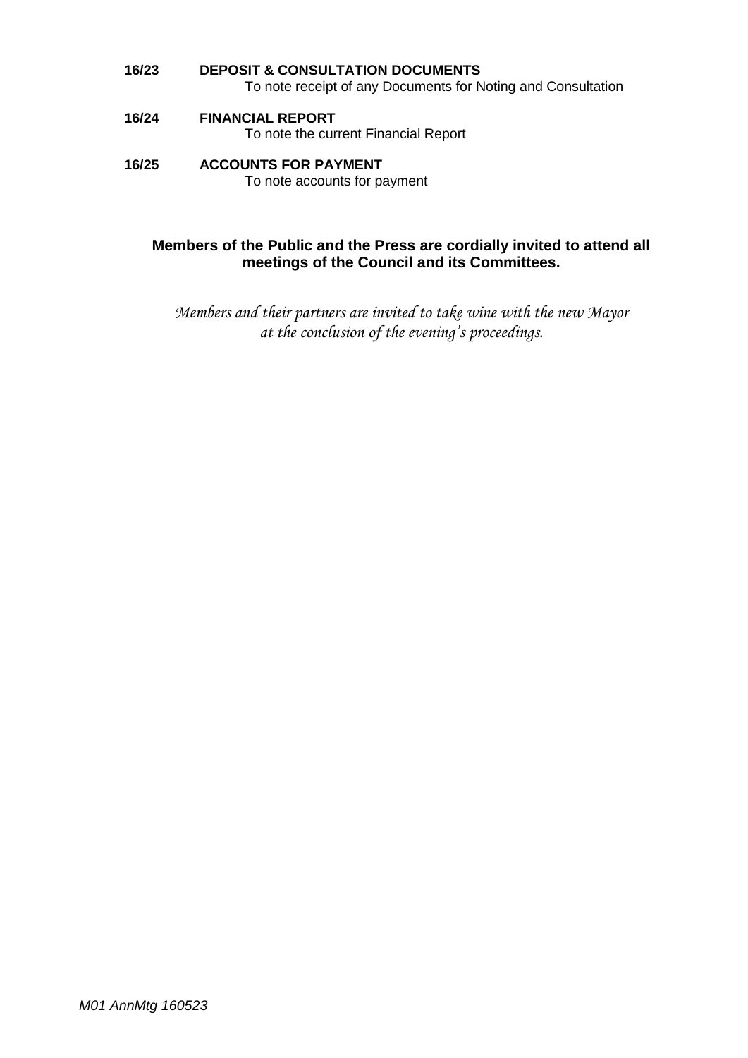**16/23 DEPOSIT & CONSULTATION DOCUMENTS**

To note receipt of any Documents for Noting and Consultation

**16/24 FINANCIAL REPORT**

To note the current Financial Report

**16/25 ACCOUNTS FOR PAYMENT**

To note accounts for payment

**Members of the Public and the Press are cordially invited to attend all meetings of the Council and its Committees.**

*Members and their partners are invited to take wine with the new Mayor at the conclusion of the evening's proceedings.*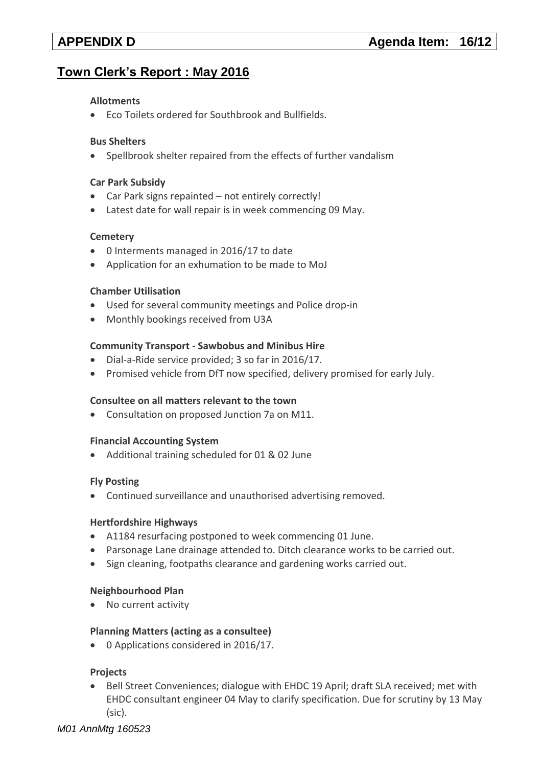**APPENDIX D** | **Agenda Item: 16/12**

## Town Clerk's Report : May 2016

### Allotments

- Eco Toilets ordered for Southbrook and Bullfields.

### Bus Shelters

- Spellbrook shelter repaired from the effects of further vandalism

### Car Park Subsidy

- Car Park signs repainted – not entirely correctly!
- Latest date for wall repair is in week commencing 09 May.

### Cemetery

- 0 Interments managed in 2016/17 to date
- Application for an exhumation to be made to MoJ

### Chamber Utilisation

- Used for several community meetings and Police drop-in
- Monthly bookings received from U3A

### Community Transport - Sawbobus and Minibus Hire

- Dial-a-Ride service provided; 3 so far in 2016/17.
- Promised vehicle from DfT now specified, delivery promised for early July.

### Consultee on all matters relevant to the town

- Consultation on proposed Junction 7a on M11.

### Financial Accounting System

- Additional training scheduled for 01 & 02 June

### Fly Posting

- Continued surveillance and unauthorised advertising removed.

### Hertfordshire Highways

- A1184 resurfacing postponed to week commencing 01 June.
- Parsonage Lane drainage attended to. Ditch clearance works to be carried out.
- Sign cleaning, footpaths clearance and gardening works carried out.

### Neighbourhood Plan

- No current activity

### Planning Matters (acting as a consultee)

- 0 Applications considered in 2016/17.

### Projects

- Bell Street Conveniences; dialogue with EHDC 19 April; draft SLA received; met with EHDC consultant engineer 04 May to clarify specification. Due for scrutiny by 13 May (sic).

*M01 AnnMtg 160523*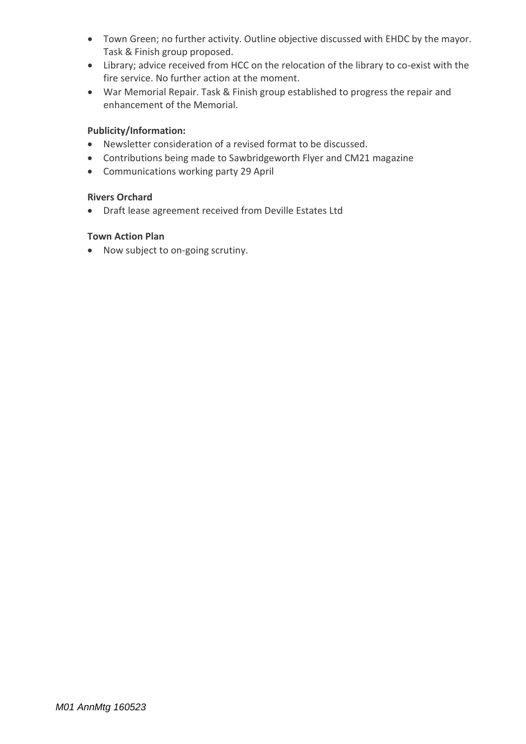- Town Green; no further activity. Outline objective discussed with EHDC by the mayor. Task & Finish group proposed.
- Library; advice received from HCC on the relocation of the library to co-exist with the fire service. No further action at the moment.
- War Memorial Repair. Task & Finish group established to progress the repair and enhancement of the Memorial.

**Publicity/Information:**

- Newsletter consideration of a revised format to be discussed.
- Contributions being made to Sawbridgeworth Flyer and CM21 magazine
- Communications working party 29 April

**Rivers Orchard**

- Draft lease agreement received from Deville Estates Ltd

**Town Action Plan**

- Now subject to on-going scrutiny.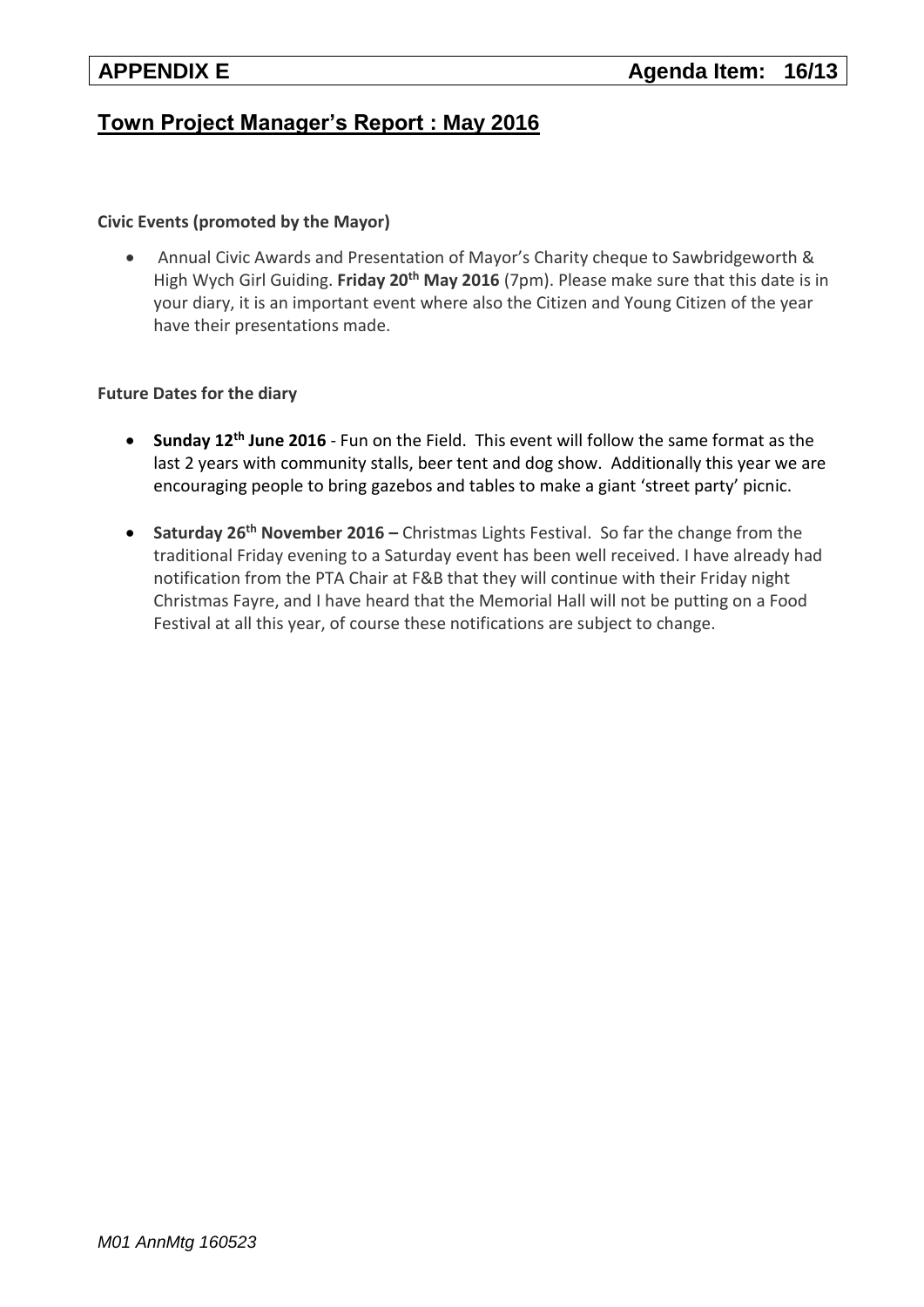| APPENDIX E | Agenda Item: 16/13 |
|---|---|

## Town Project Manager's Report : May 2016

**Civic Events (promoted by the Mayor)**

- Annual Civic Awards and Presentation of Mayor's Charity cheque to Sawbridgeworth & High Wych Girl Guiding. **Friday 20th May 2016** (7pm). Please make sure that this date is in your diary, it is an important event where also the Citizen and Young Citizen of the year have their presentations made.

**Future Dates for the diary**

- **Sunday 12th June 2016** - Fun on the Field. This event will follow the same format as the last 2 years with community stalls, beer tent and dog show. Additionally this year we are encouraging people to bring gazebos and tables to make a giant 'street party' picnic.

- **Saturday 26th November 2016 –** Christmas Lights Festival. So far the change from the traditional Friday evening to a Saturday event has been well received. I have already had notification from the PTA Chair at F&B that they will continue with their Friday night Christmas Fayre, and I have heard that the Memorial Hall will not be putting on a Food Festival at all this year, of course these notifications are subject to change.

*M01 AnnMtg 160523*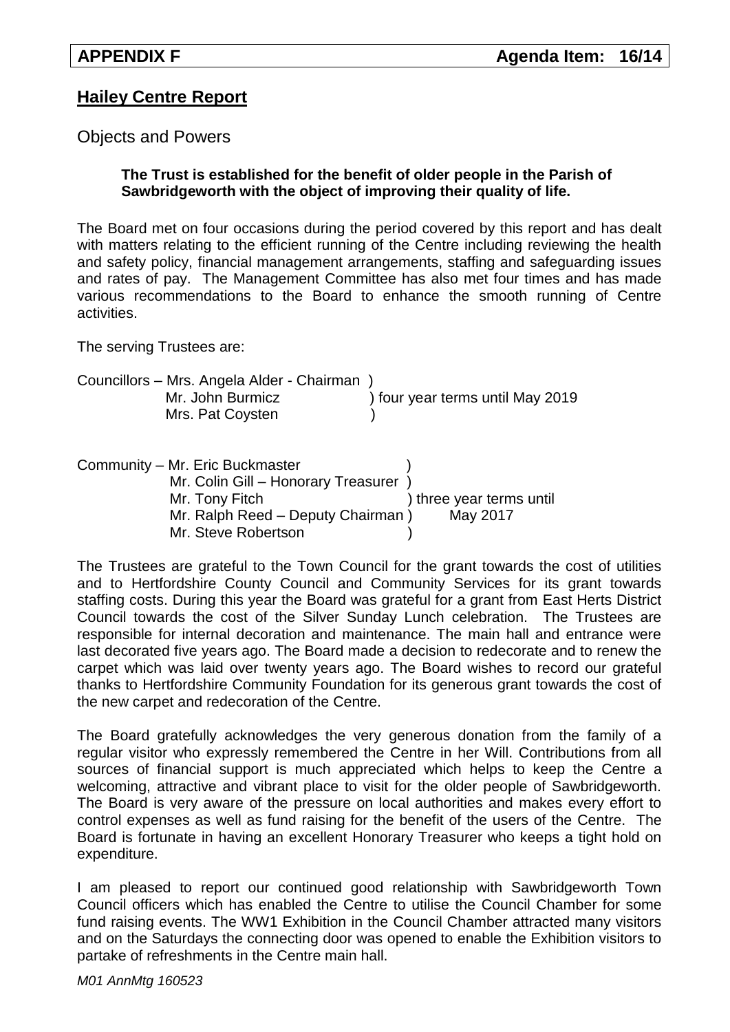| APPENDIX F | Agenda Item: 16/14 |
|---|---|

## Hailey Centre Report

Objects and Powers

**The Trust is established for the benefit of older people in the Parish of Sawbridgeworth with the object of improving their quality of life.**

The Board met on four occasions during the period covered by this report and has dealt with matters relating to the efficient running of the Centre including reviewing the health and safety policy, financial management arrangements, staffing and safeguarding issues and rates of pay. The Management Committee has also met four times and has made various recommendations to the Board to enhance the smooth running of Centre activities.

The serving Trustees are:

Councillors – Mrs. Angela Alder - Chairman )
Mr. John Burmicz ) four year terms until May 2019
Mrs. Pat Coysten )

Community – Mr. Eric Buckmaster )
Mr. Colin Gill – Honorary Treasurer )
Mr. Tony Fitch ) three year terms until
Mr. Ralph Reed – Deputy Chairman ) May 2017
Mr. Steve Robertson )

The Trustees are grateful to the Town Council for the grant towards the cost of utilities and to Hertfordshire County Council and Community Services for its grant towards staffing costs. During this year the Board was grateful for a grant from East Herts District Council towards the cost of the Silver Sunday Lunch celebration. The Trustees are responsible for internal decoration and maintenance. The main hall and entrance were last decorated five years ago. The Board made a decision to redecorate and to renew the carpet which was laid over twenty years ago. The Board wishes to record our grateful thanks to Hertfordshire Community Foundation for its generous grant towards the cost of the new carpet and redecoration of the Centre.

The Board gratefully acknowledges the very generous donation from the family of a regular visitor who expressly remembered the Centre in her Will. Contributions from all sources of financial support is much appreciated which helps to keep the Centre a welcoming, attractive and vibrant place to visit for the older people of Sawbridgeworth. The Board is very aware of the pressure on local authorities and makes every effort to control expenses as well as fund raising for the benefit of the users of the Centre. The Board is fortunate in having an excellent Honorary Treasurer who keeps a tight hold on expenditure.

I am pleased to report our continued good relationship with Sawbridgeworth Town Council officers which has enabled the Centre to utilise the Council Chamber for some fund raising events. The WW1 Exhibition in the Council Chamber attracted many visitors and on the Saturdays the connecting door was opened to enable the Exhibition visitors to partake of refreshments in the Centre main hall.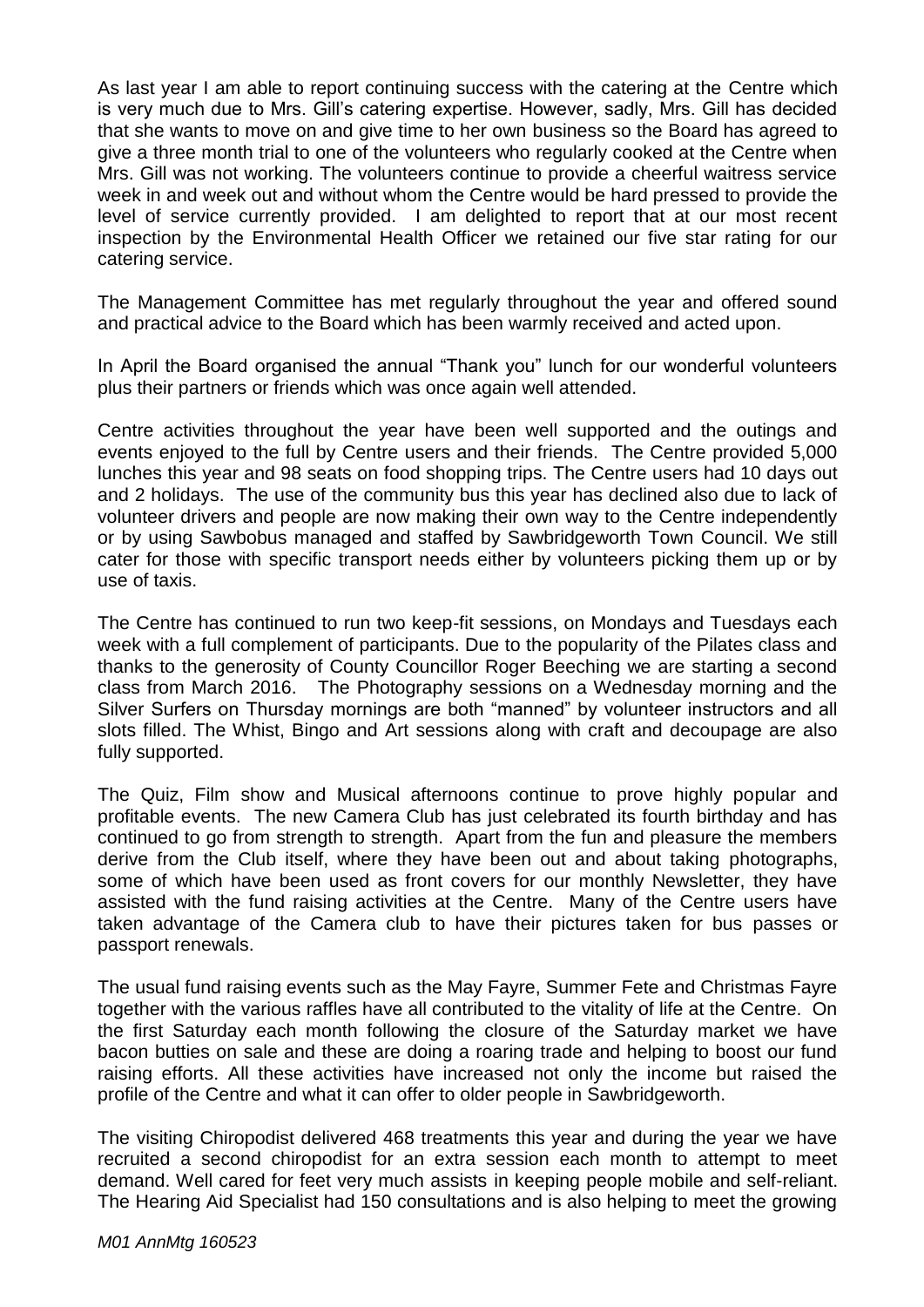As last year I am able to report continuing success with the catering at the Centre which is very much due to Mrs. Gill's catering expertise. However, sadly, Mrs. Gill has decided that she wants to move on and give time to her own business so the Board has agreed to give a three month trial to one of the volunteers who regularly cooked at the Centre when Mrs. Gill was not working. The volunteers continue to provide a cheerful waitress service week in and week out and without whom the Centre would be hard pressed to provide the level of service currently provided. I am delighted to report that at our most recent inspection by the Environmental Health Officer we retained our five star rating for our catering service.

The Management Committee has met regularly throughout the year and offered sound and practical advice to the Board which has been warmly received and acted upon.

In April the Board organised the annual "Thank you" lunch for our wonderful volunteers plus their partners or friends which was once again well attended.

Centre activities throughout the year have been well supported and the outings and events enjoyed to the full by Centre users and their friends. The Centre provided 5,000 lunches this year and 98 seats on food shopping trips. The Centre users had 10 days out and 2 holidays. The use of the community bus this year has declined also due to lack of volunteer drivers and people are now making their own way to the Centre independently or by using Sawbobus managed and staffed by Sawbridgeworth Town Council. We still cater for those with specific transport needs either by volunteers picking them up or by use of taxis.

The Centre has continued to run two keep-fit sessions, on Mondays and Tuesdays each week with a full complement of participants. Due to the popularity of the Pilates class and thanks to the generosity of County Councillor Roger Beeching we are starting a second class from March 2016. The Photography sessions on a Wednesday morning and the Silver Surfers on Thursday mornings are both "manned" by volunteer instructors and all slots filled. The Whist, Bingo and Art sessions along with craft and decoupage are also fully supported.

The Quiz, Film show and Musical afternoons continue to prove highly popular and profitable events. The new Camera Club has just celebrated its fourth birthday and has continued to go from strength to strength. Apart from the fun and pleasure the members derive from the Club itself, where they have been out and about taking photographs, some of which have been used as front covers for our monthly Newsletter, they have assisted with the fund raising activities at the Centre. Many of the Centre users have taken advantage of the Camera club to have their pictures taken for bus passes or passport renewals.

The usual fund raising events such as the May Fayre, Summer Fete and Christmas Fayre together with the various raffles have all contributed to the vitality of life at the Centre. On the first Saturday each month following the closure of the Saturday market we have bacon butties on sale and these are doing a roaring trade and helping to boost our fund raising efforts. All these activities have increased not only the income but raised the profile of the Centre and what it can offer to older people in Sawbridgeworth.

The visiting Chiropodist delivered 468 treatments this year and during the year we have recruited a second chiropodist for an extra session each month to attempt to meet demand. Well cared for feet very much assists in keeping people mobile and self-reliant. The Hearing Aid Specialist had 150 consultations and is also helping to meet the growing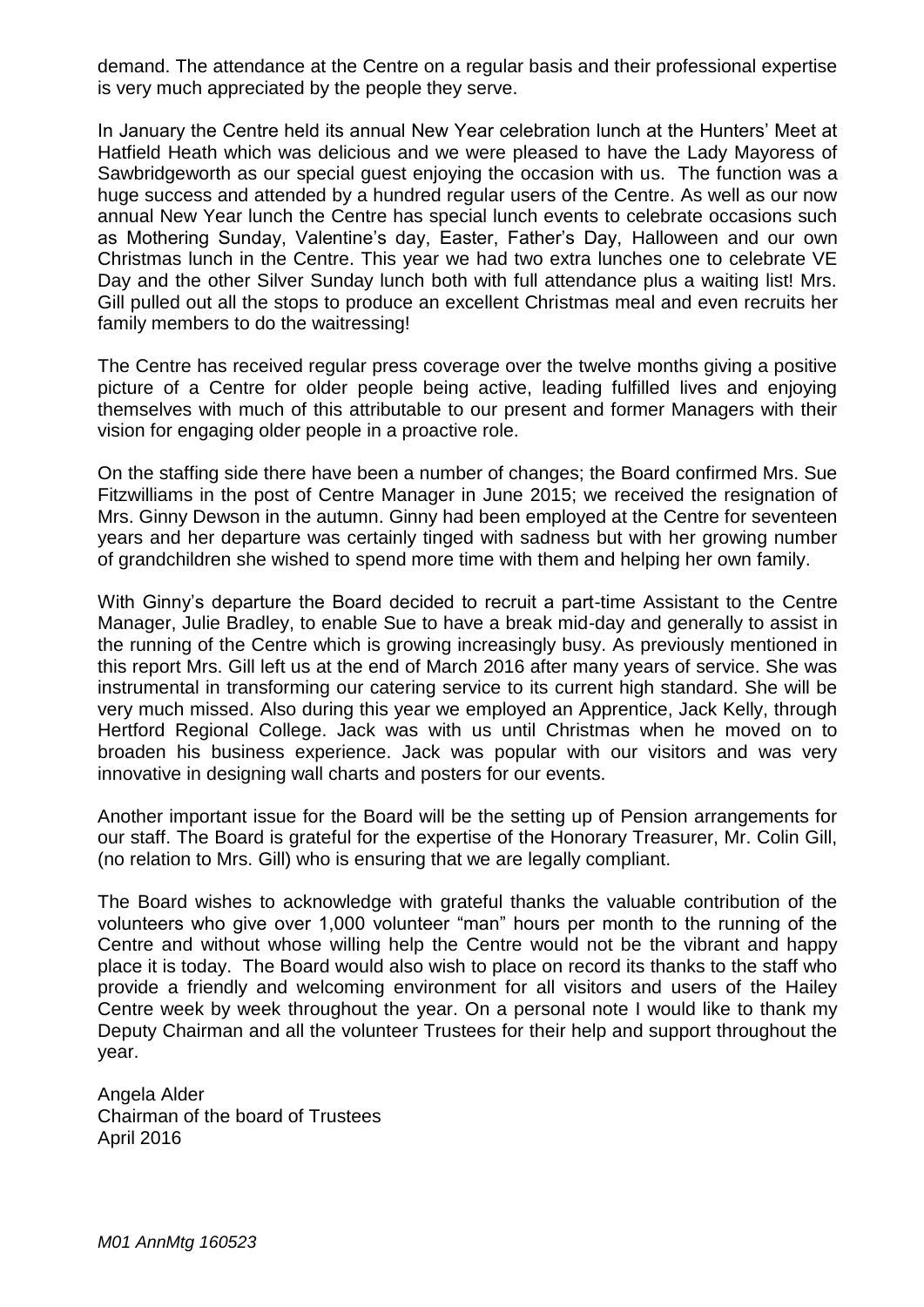demand. The attendance at the Centre on a regular basis and their professional expertise is very much appreciated by the people they serve.

In January the Centre held its annual New Year celebration lunch at the Hunters' Meet at Hatfield Heath which was delicious and we were pleased to have the Lady Mayoress of Sawbridgeworth as our special guest enjoying the occasion with us. The function was a huge success and attended by a hundred regular users of the Centre. As well as our now annual New Year lunch the Centre has special lunch events to celebrate occasions such as Mothering Sunday, Valentine's day, Easter, Father's Day, Halloween and our own Christmas lunch in the Centre. This year we had two extra lunches one to celebrate VE Day and the other Silver Sunday lunch both with full attendance plus a waiting list! Mrs. Gill pulled out all the stops to produce an excellent Christmas meal and even recruits her family members to do the waitressing!

The Centre has received regular press coverage over the twelve months giving a positive picture of a Centre for older people being active, leading fulfilled lives and enjoying themselves with much of this attributable to our present and former Managers with their vision for engaging older people in a proactive role.

On the staffing side there have been a number of changes; the Board confirmed Mrs. Sue Fitzwilliams in the post of Centre Manager in June 2015; we received the resignation of Mrs. Ginny Dewson in the autumn. Ginny had been employed at the Centre for seventeen years and her departure was certainly tinged with sadness but with her growing number of grandchildren she wished to spend more time with them and helping her own family.

With Ginny's departure the Board decided to recruit a part-time Assistant to the Centre Manager, Julie Bradley, to enable Sue to have a break mid-day and generally to assist in the running of the Centre which is growing increasingly busy. As previously mentioned in this report Mrs. Gill left us at the end of March 2016 after many years of service. She was instrumental in transforming our catering service to its current high standard. She will be very much missed. Also during this year we employed an Apprentice, Jack Kelly, through Hertford Regional College. Jack was with us until Christmas when he moved on to broaden his business experience. Jack was popular with our visitors and was very innovative in designing wall charts and posters for our events.

Another important issue for the Board will be the setting up of Pension arrangements for our staff. The Board is grateful for the expertise of the Honorary Treasurer, Mr. Colin Gill, (no relation to Mrs. Gill) who is ensuring that we are legally compliant.

The Board wishes to acknowledge with grateful thanks the valuable contribution of the volunteers who give over 1,000 volunteer "man" hours per month to the running of the Centre and without whose willing help the Centre would not be the vibrant and happy place it is today. The Board would also wish to place on record its thanks to the staff who provide a friendly and welcoming environment for all visitors and users of the Hailey Centre week by week throughout the year. On a personal note I would like to thank my Deputy Chairman and all the volunteer Trustees for their help and support throughout the year.

Angela Alder
Chairman of the board of Trustees
April 2016

*M01 AnnMtg 160523*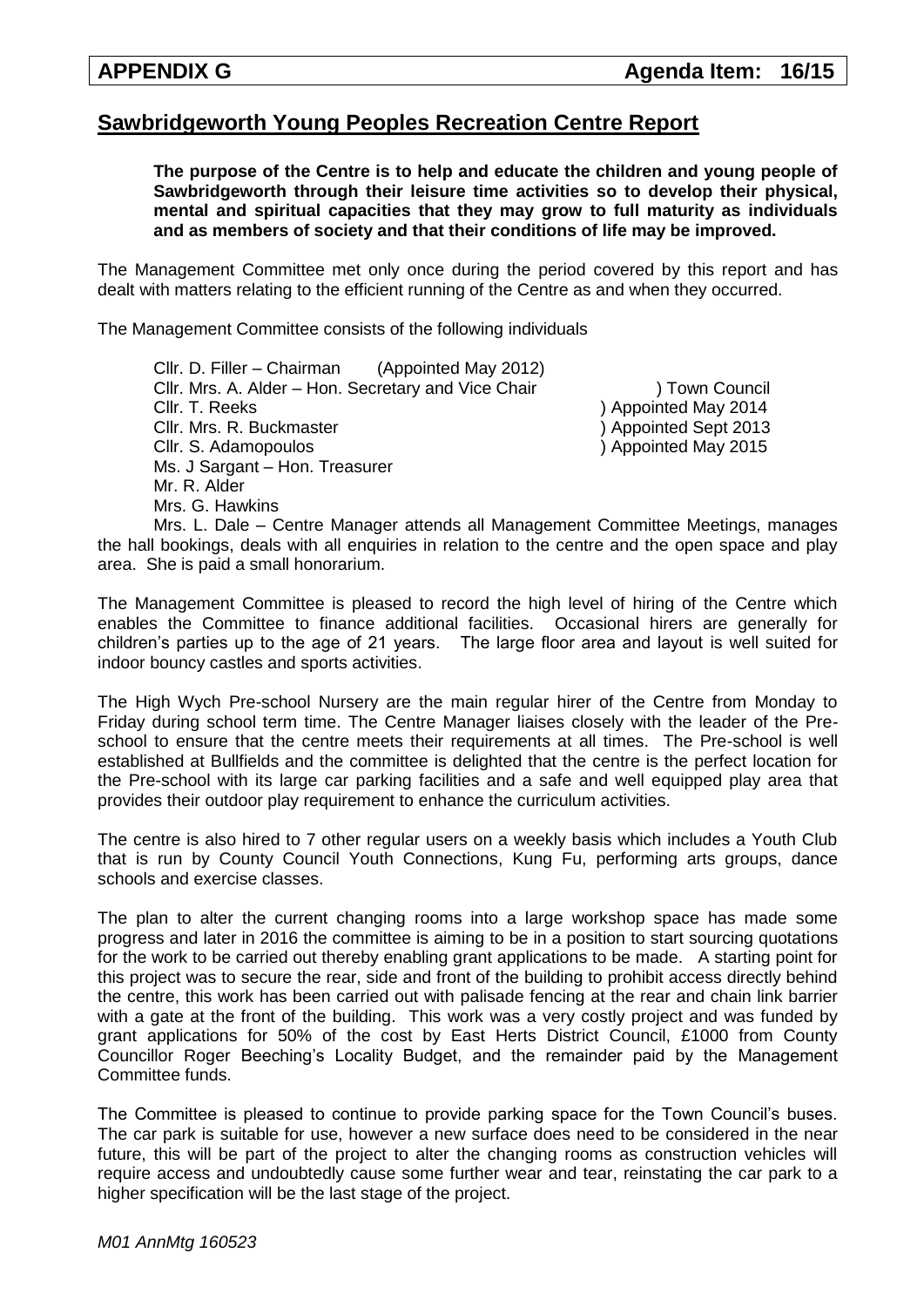**APPENDIX G** **Agenda Item: 16/15**

## Sawbridgeworth Young Peoples Recreation Centre Report

**The purpose of the Centre is to help and educate the children and young people of Sawbridgeworth through their leisure time activities so to develop their physical, mental and spiritual capacities that they may grow to full maturity as individuals and as members of society and that their conditions of life may be improved.**

The Management Committee met only once during the period covered by this report and has dealt with matters relating to the efficient running of the Centre as and when they occurred.

The Management Committee consists of the following individuals

Cllr. D. Filler – Chairman (Appointed May 2012)
Cllr. Mrs. A. Alder – Hon. Secretary and Vice Chair ) Town Council
Cllr. T. Reeks ) Appointed May 2014
Cllr. Mrs. R. Buckmaster ) Appointed Sept 2013
Cllr. S. Adamopoulos ) Appointed May 2015
Ms. J Sargant – Hon. Treasurer
Mr. R. Alder
Mrs. G. Hawkins

Mrs. L. Dale – Centre Manager attends all Management Committee Meetings, manages the hall bookings, deals with all enquiries in relation to the centre and the open space and play area. She is paid a small honorarium.

The Management Committee is pleased to record the high level of hiring of the Centre which enables the Committee to finance additional facilities. Occasional hirers are generally for children's parties up to the age of 21 years. The large floor area and layout is well suited for indoor bouncy castles and sports activities.

The High Wych Pre-school Nursery are the main regular hirer of the Centre from Monday to Friday during school term time. The Centre Manager liaises closely with the leader of the Pre-school to ensure that the centre meets their requirements at all times. The Pre-school is well established at Bullfields and the committee is delighted that the centre is the perfect location for the Pre-school with its large car parking facilities and a safe and well equipped play area that provides their outdoor play requirement to enhance the curriculum activities.

The centre is also hired to 7 other regular users on a weekly basis which includes a Youth Club that is run by County Council Youth Connections, Kung Fu, performing arts groups, dance schools and exercise classes.

The plan to alter the current changing rooms into a large workshop space has made some progress and later in 2016 the committee is aiming to be in a position to start sourcing quotations for the work to be carried out thereby enabling grant applications to be made. A starting point for this project was to secure the rear, side and front of the building to prohibit access directly behind the centre, this work has been carried out with palisade fencing at the rear and chain link barrier with a gate at the front of the building. This work was a very costly project and was funded by grant applications for 50% of the cost by East Herts District Council, £1000 from County Councillor Roger Beeching's Locality Budget, and the remainder paid by the Management Committee funds.

The Committee is pleased to continue to provide parking space for the Town Council's buses. The car park is suitable for use, however a new surface does need to be considered in the near future, this will be part of the project to alter the changing rooms as construction vehicles will require access and undoubtedly cause some further wear and tear, reinstating the car park to a higher specification will be the last stage of the project.

*M01 AnnMtg 160523*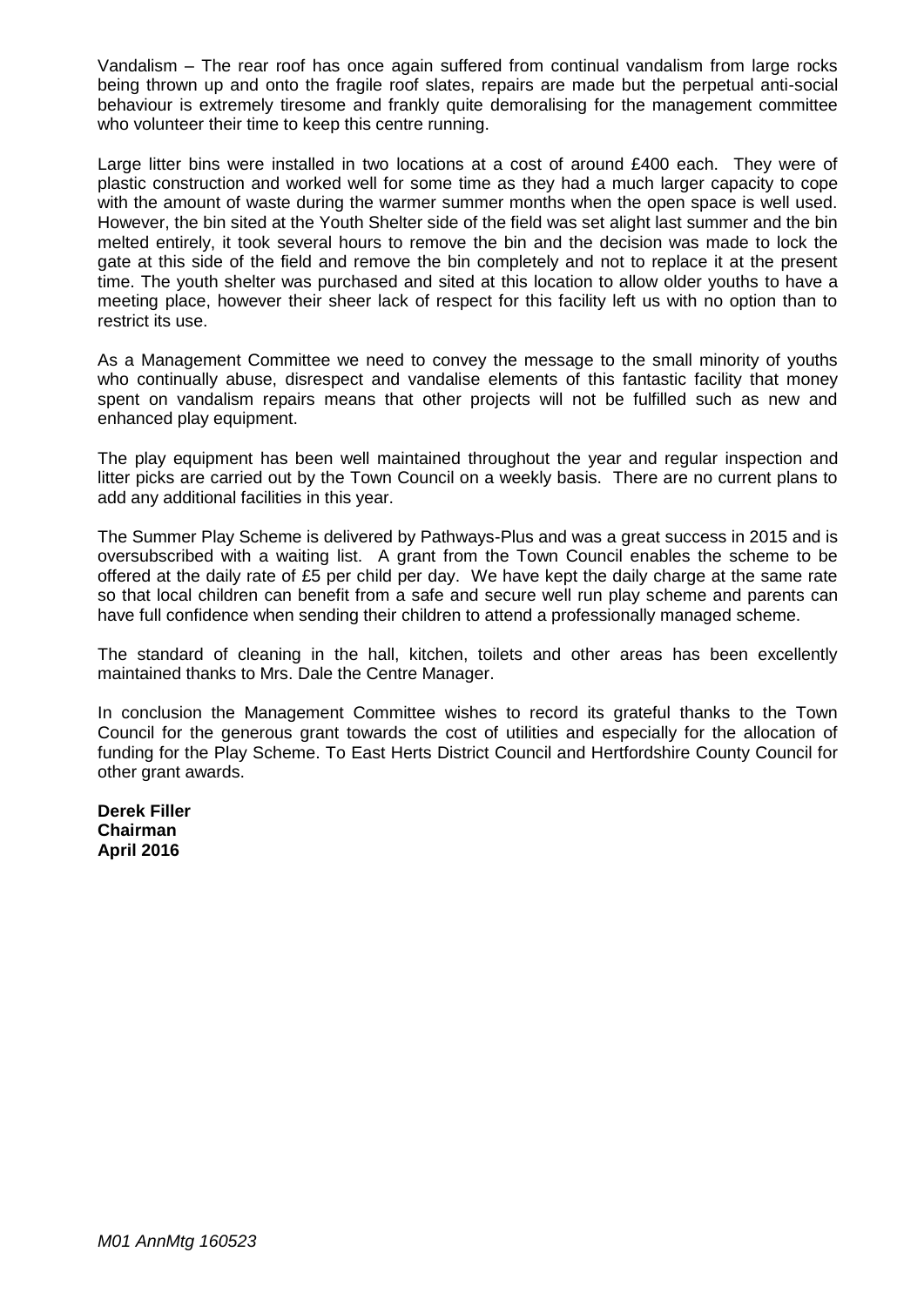Vandalism – The rear roof has once again suffered from continual vandalism from large rocks being thrown up and onto the fragile roof slates, repairs are made but the perpetual anti-social behaviour is extremely tiresome and frankly quite demoralising for the management committee who volunteer their time to keep this centre running.

Large litter bins were installed in two locations at a cost of around £400 each. They were of plastic construction and worked well for some time as they had a much larger capacity to cope with the amount of waste during the warmer summer months when the open space is well used. However, the bin sited at the Youth Shelter side of the field was set alight last summer and the bin melted entirely, it took several hours to remove the bin and the decision was made to lock the gate at this side of the field and remove the bin completely and not to replace it at the present time. The youth shelter was purchased and sited at this location to allow older youths to have a meeting place, however their sheer lack of respect for this facility left us with no option than to restrict its use.

As a Management Committee we need to convey the message to the small minority of youths who continually abuse, disrespect and vandalise elements of this fantastic facility that money spent on vandalism repairs means that other projects will not be fulfilled such as new and enhanced play equipment.

The play equipment has been well maintained throughout the year and regular inspection and litter picks are carried out by the Town Council on a weekly basis. There are no current plans to add any additional facilities in this year.

The Summer Play Scheme is delivered by Pathways-Plus and was a great success in 2015 and is oversubscribed with a waiting list. A grant from the Town Council enables the scheme to be offered at the daily rate of £5 per child per day. We have kept the daily charge at the same rate so that local children can benefit from a safe and secure well run play scheme and parents can have full confidence when sending their children to attend a professionally managed scheme.

The standard of cleaning in the hall, kitchen, toilets and other areas has been excellently maintained thanks to Mrs. Dale the Centre Manager.

In conclusion the Management Committee wishes to record its grateful thanks to the Town Council for the generous grant towards the cost of utilities and especially for the allocation of funding for the Play Scheme. To East Herts District Council and Hertfordshire County Council for other grant awards.

**Derek Filler**
**Chairman**
**April 2016**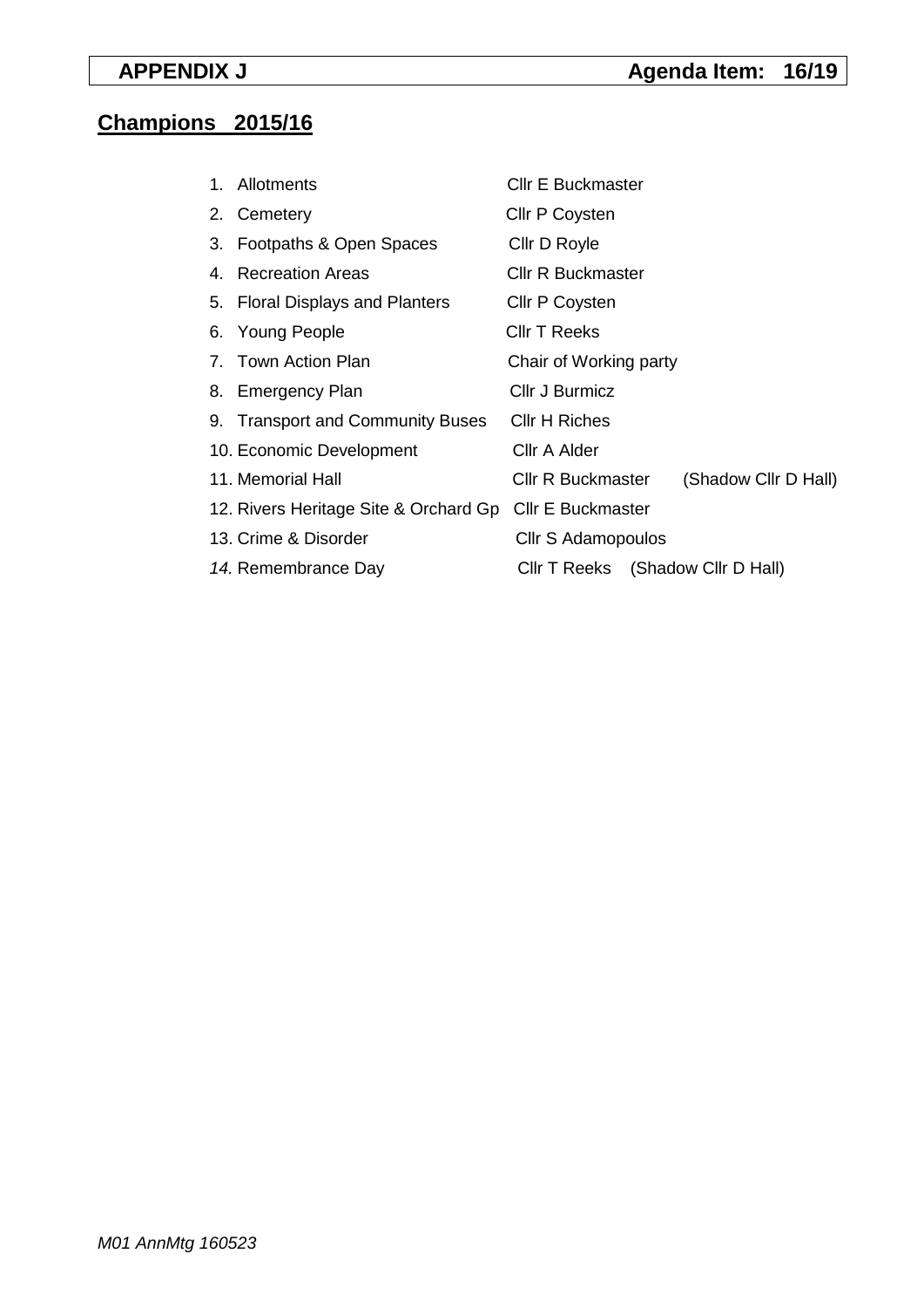| APPENDIX J | Agenda Item: 16/19 |
| --- | --- |

## Champions 2015/16

| | | |
| --- | --- | --- |
| 1. Allotments | Cllr E Buckmaster | |
| 2. Cemetery | Cllr P Coysten | |
| 3. Footpaths & Open Spaces | Cllr D Royle | |
| 4. Recreation Areas | Cllr R Buckmaster | |
| 5. Floral Displays and Planters | Cllr P Coysten | |
| 6. Young People | Cllr T Reeks | |
| 7. Town Action Plan | Chair of Working party | |
| 8. Emergency Plan | Cllr J Burmicz | |
| 9. Transport and Community Buses | Cllr H Riches | |
| 10. Economic Development | Cllr A Alder | |
| 11. Memorial Hall | Cllr R Buckmaster | (Shadow Cllr D Hall) |
| 12. Rivers Heritage Site & Orchard Gp | Cllr E Buckmaster | |
| 13. Crime & Disorder | Cllr S Adamopoulos | |
| *14.* Remembrance Day | Cllr T Reeks | (Shadow Cllr D Hall) |

*M01 AnnMtg 160523*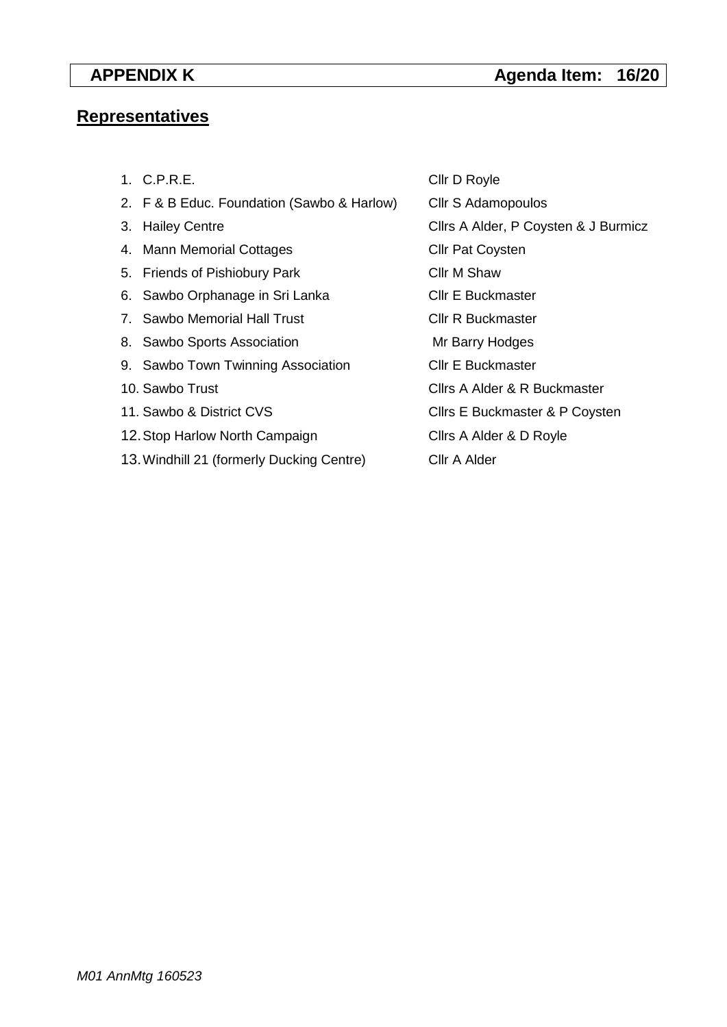**APPENDIX K** **Agenda Item: 16/20**

## Representatives

| | | |
|---|---|---|
| 1. | C.P.R.E. | Cllr D Royle |
| 2. | F & B Educ. Foundation (Sawbo & Harlow) | Cllr S Adamopoulos |
| 3. | Hailey Centre | Cllrs A Alder, P Coysten & J Burmicz |
| 4. | Mann Memorial Cottages | Cllr Pat Coysten |
| 5. | Friends of Pishiobury Park | Cllr M Shaw |
| 6. | Sawbo Orphanage in Sri Lanka | Cllr E Buckmaster |
| 7. | Sawbo Memorial Hall Trust | Cllr R Buckmaster |
| 8. | Sawbo Sports Association | Mr Barry Hodges |
| 9. | Sawbo Town Twinning Association | Cllr E Buckmaster |
| 10. | Sawbo Trust | Cllrs A Alder & R Buckmaster |
| 11. | Sawbo & District CVS | Cllrs E Buckmaster & P Coysten |
| 12. | Stop Harlow North Campaign | Cllrs A Alder & D Royle |
| 13. | Windhill 21 (formerly Ducking Centre) | Cllr A Alder |

*M01 AnnMtg 160523*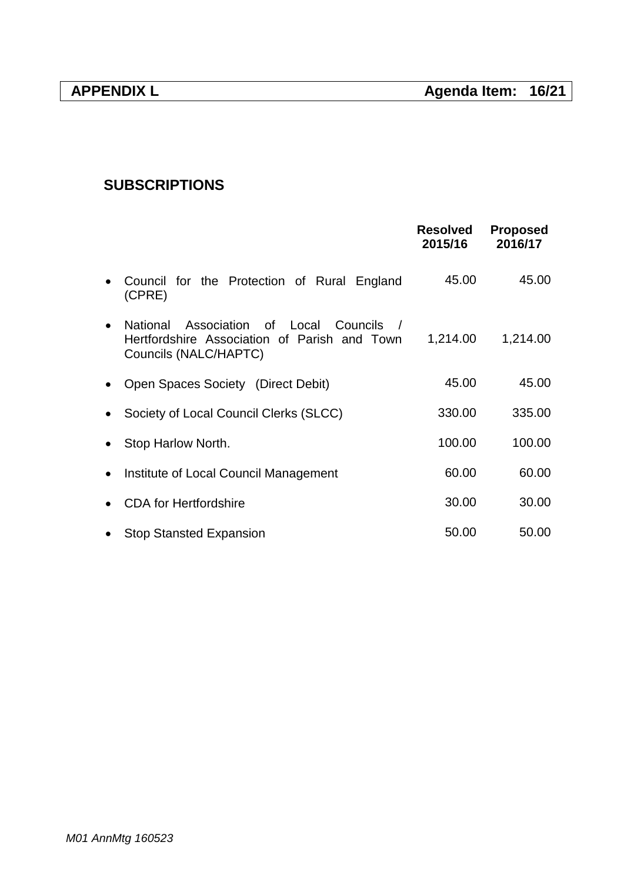**APPENDIX L** **Agenda Item: 16/21**

## SUBSCRIPTIONS

| | Resolved 2015/16 | Proposed 2016/17 |
|---|---|---|
| • Council for the Protection of Rural England (CPRE) | 45.00 | 45.00 |
| • National Association of Local Councils / Hertfordshire Association of Parish and Town Councils (NALC/HAPTC) | 1,214.00 | 1,214.00 |
| • Open Spaces Society (Direct Debit) | 45.00 | 45.00 |
| • Society of Local Council Clerks (SLCC) | 330.00 | 335.00 |
| • Stop Harlow North. | 100.00 | 100.00 |
| • Institute of Local Council Management | 60.00 | 60.00 |
| • CDA for Hertfordshire | 30.00 | 30.00 |
| • Stop Stansted Expansion | 50.00 | 50.00 |

*M01 AnnMtg 160523*